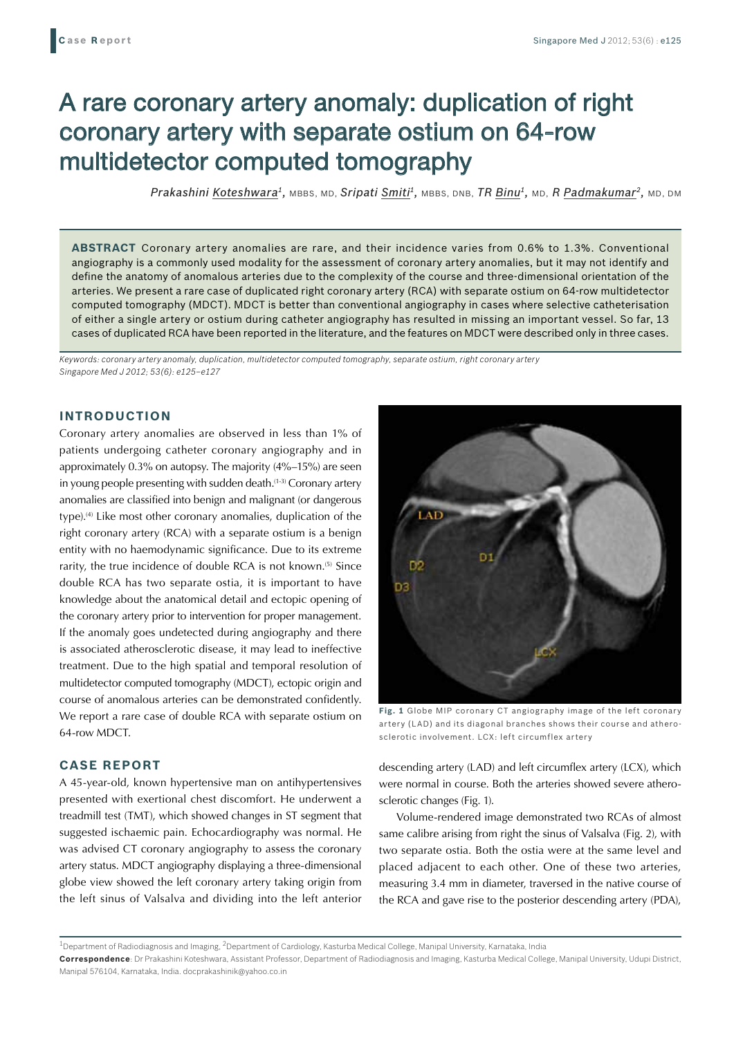**Case Report**

# A rare coronary artery anomaly: duplication of right coronary artery with separate ostium on 64-row multidetector computed tomography

*Prakashini Koteshwara[1], MBBS, MD, Sripati Smiti[1], MBBS, DNB, TR Binu[1], MD, R Padmakumar[2], MD, DM*

**ABSTRACT** Coronary artery anomalies are rare, and their incidence varies from 0.6% to 1.3%. Conventional angiography is a commonly used modality for the assessment of coronary artery anomalies, but it may not identify and define the anatomy of anomalous arteries due to the complexity of the course and three-dimensional orientation of the arteries. We present a rare case of duplicated right coronary artery (RCA) with separate ostium on 64-row multidetector computed tomography (MDCT). MDCT is better than conventional angiography in cases where selective catheterisation of either a single artery or ostium during catheter angiography has resulted in missing an important vessel. So far, 13 cases of duplicated RCA have been reported in the literature, and the features on MDCT were described only in three cases.

*Keywords: coronary artery anomaly, duplication, multidetector computed tomography, separate ostium, right coronary artery*
*Singapore Med J 2012; 53(6): e125–e127*

## INTRODUCTION

Coronary artery anomalies are observed in less than 1% of patients undergoing catheter coronary angiography and in approximately 0.3% on autopsy. The majority (4%–15%) are seen in young people presenting with sudden death.[1-3] Coronary artery anomalies are classified into benign and malignant (or dangerous type).[4] Like most other coronary anomalies, duplication of the right coronary artery (RCA) with a separate ostium is a benign entity with no haemodynamic significance. Due to its extreme rarity, the true incidence of double RCA is not known.[5] Since double RCA has two separate ostia, it is important to have knowledge about the anatomical detail and ectopic opening of the coronary artery prior to intervention for proper management. If the anomaly goes undetected during angiography and there is associated atherosclerotic disease, it may lead to ineffective treatment. Due to the high spatial and temporal resolution of multidetector computed tomography (MDCT), ectopic origin and course of anomalous arteries can be demonstrated confidently. We report a rare case of double RCA with separate ostium on 64-row MDCT.

## CASE REPORT

A 45-year-old, known hypertensive man on antihypertensives presented with exertional chest discomfort. He underwent a treadmill test (TMT), which showed changes in ST segment that suggested ischaemic pain. Echocardiography was normal. He was advised CT coronary angiography to assess the coronary artery status. MDCT angiography displaying a three-dimensional globe view showed the left coronary artery taking origin from the left sinus of Valsalva and dividing into the left anterior descending artery (LAD) and left circumflex artery (LCX), which were normal in course. Both the arteries showed severe atherosclerotic changes (Fig. 1).

**Fig. 1** Globe MIP coronary CT angiography image of the left coronary artery (LAD) and its diagonal branches shows their course and atherosclerotic involvement. LCX: left circumflex artery

Volume-rendered image demonstrated two RCAs of almost same calibre arising from right the sinus of Valsalva (Fig. 2), with two separate ostia. Both the ostia were at the same level and placed adjacent to each other. One of these two arteries, measuring 3.4 mm in diameter, traversed in the native course of the RCA and gave rise to the posterior descending artery (PDA),

[1]Department of Radiodiagnosis and Imaging, [2]Department of Cardiology, Kasturba Medical College, Manipal University, Karnataka, India

**Correspondence**: Dr Prakashini Koteshwara, Assistant Professor, Department of Radiodiagnosis and Imaging, Kasturba Medical College, Manipal University, Udupi District, Manipal 576104, Karnataka, India. docprakashinik@yahoo.co.in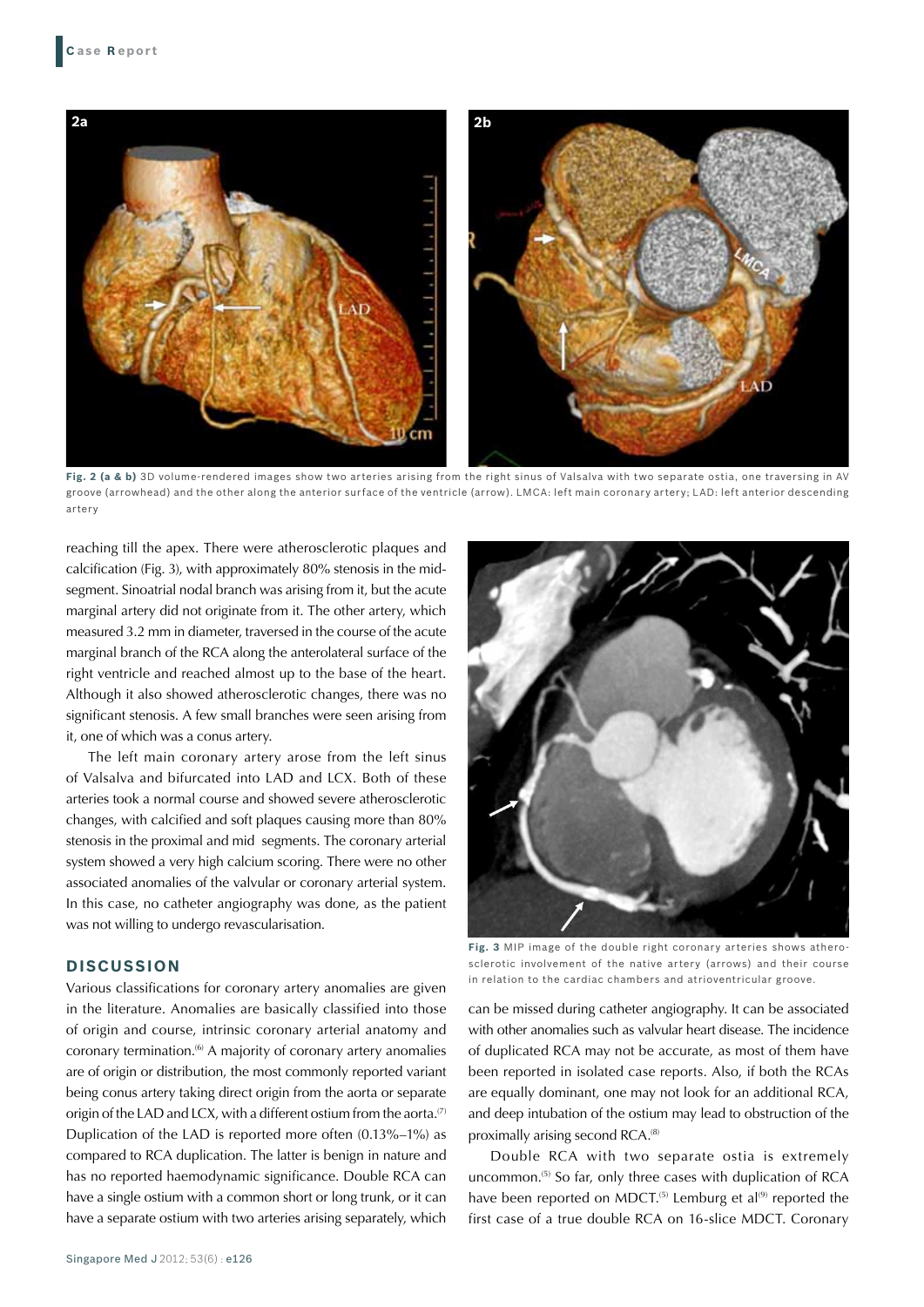Fig. 2 (a & b) 3D volume-rendered images show two arteries arising from the right sinus of Valsalva with two separate ostia, one traversing in AV groove (arrowhead) and the other along the anterior surface of the ventricle (arrow). LMCA: left main coronary artery; LAD: left anterior descending artery

reaching till the apex. There were atherosclerotic plaques and calcification (Fig. 3), with approximately 80% stenosis in the mid-segment. Sinoatrial nodal branch was arising from it, but the acute marginal artery did not originate from it. The other artery, which measured 3.2 mm in diameter, traversed in the course of the acute marginal branch of the RCA along the anterolateral surface of the right ventricle and reached almost up to the base of the heart. Although it also showed atherosclerotic changes, there was no significant stenosis. A few small branches were seen arising from it, one of which was a conus artery.

The left main coronary artery arose from the left sinus of Valsalva and bifurcated into LAD and LCX. Both of these arteries took a normal course and showed severe atherosclerotic changes, with calcified and soft plaques causing more than 80% stenosis in the proximal and mid segments. The coronary arterial system showed a very high calcium scoring. There were no other associated anomalies of the valvular or coronary arterial system. In this case, no catheter angiography was done, as the patient was not willing to undergo revascularisation.

## DISCUSSION

Various classifications for coronary artery anomalies are given in the literature. Anomalies are basically classified into those of origin and course, intrinsic coronary arterial anatomy and coronary termination.[6] A majority of coronary artery anomalies are of origin or distribution, the most commonly reported variant being conus artery taking direct origin from the aorta or separate origin of the LAD and LCX, with a different ostium from the aorta.[7] Duplication of the LAD is reported more often (0.13%–1%) as compared to RCA duplication. The latter is benign in nature and has no reported haemodynamic significance. Double RCA can have a single ostium with a common short or long trunk, or it can have a separate ostium with two arteries arising separately, which can be missed during catheter angiography. It can be associated with other anomalies such as valvular heart disease. The incidence of duplicated RCA may not be accurate, as most of them have been reported in isolated case reports. Also, if both the RCAs are equally dominant, one may not look for an additional RCA, and deep intubation of the ostium may lead to obstruction of the proximally arising second RCA.[8]

Fig. 3 MIP image of the double right coronary arteries shows atherosclerotic involvement of the native artery (arrows) and their course in relation to the cardiac chambers and atrioventricular groove.

Double RCA with two separate ostia is extremely uncommon.[5] So far, only three cases with duplication of RCA have been reported on MDCT.[5] Lemburg et al[9] reported the first case of a true double RCA on 16-slice MDCT. Coronary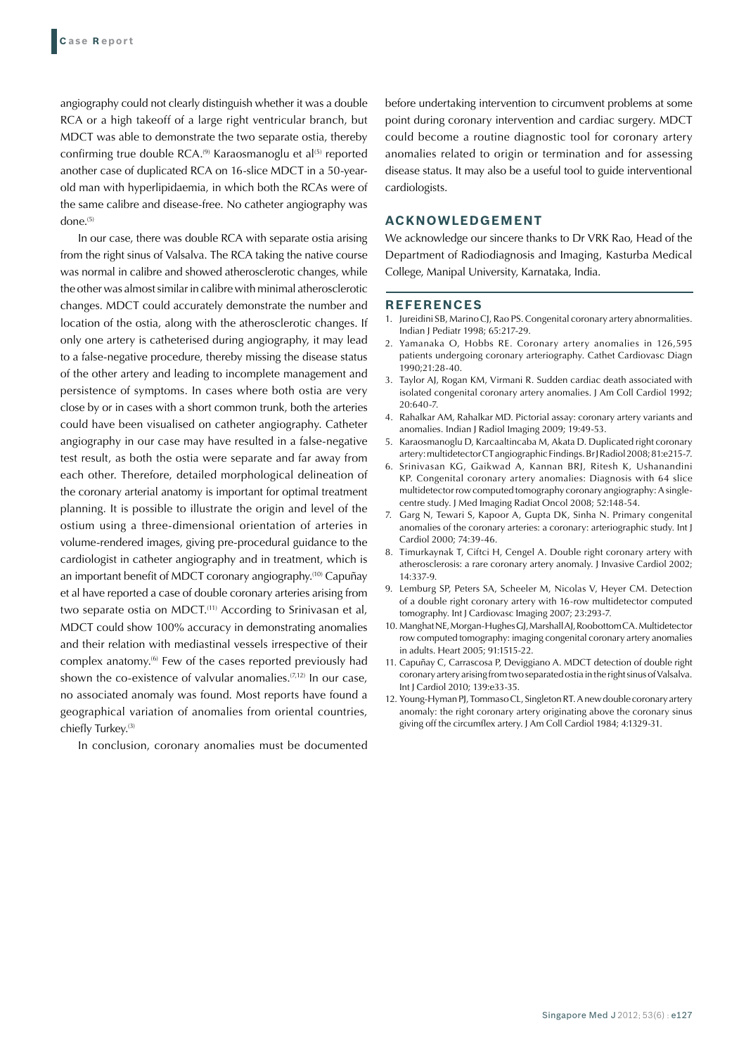angiography could not clearly distinguish whether it was a double RCA or a high takeoff of a large right ventricular branch, but MDCT was able to demonstrate the two separate ostia, thereby confirming true double RCA.[9] Karaosmanoglu et al[5] reported another case of duplicated RCA on 16-slice MDCT in a 50-year-old man with hyperlipidaemia, in which both the RCAs were of the same calibre and disease-free. No catheter angiography was done.[5]

In our case, there was double RCA with separate ostia arising from the right sinus of Valsalva. The RCA taking the native course was normal in calibre and showed atherosclerotic changes, while the other was almost similar in calibre with minimal atherosclerotic changes. MDCT could accurately demonstrate the number and location of the ostia, along with the atherosclerotic changes. If only one artery is catheterised during angiography, it may lead to a false-negative procedure, thereby missing the disease status of the other artery and leading to incomplete management and persistence of symptoms. In cases where both ostia are very close by or in cases with a short common trunk, both the arteries could have been visualised on catheter angiography. Catheter angiography in our case may have resulted in a false-negative test result, as both the ostia were separate and far away from each other. Therefore, detailed morphological delineation of the coronary arterial anatomy is important for optimal treatment planning. It is possible to illustrate the origin and level of the ostium using a three-dimensional orientation of arteries in volume-rendered images, giving pre-procedural guidance to the cardiologist in catheter angiography and in treatment, which is an important benefit of MDCT coronary angiography.[10] Capuñay et al have reported a case of double coronary arteries arising from two separate ostia on MDCT.[11] According to Srinivasan et al, MDCT could show 100% accuracy in demonstrating anomalies and their relation with mediastinal vessels irrespective of their complex anatomy.[6] Few of the cases reported previously had shown the co-existence of valvular anomalies.[7,12] In our case, no associated anomaly was found. Most reports have found a geographical variation of anomalies from oriental countries, chiefly Turkey.[3]

In conclusion, coronary anomalies must be documented before undertaking intervention to circumvent problems at some point during coronary intervention and cardiac surgery. MDCT could become a routine diagnostic tool for coronary artery anomalies related to origin or termination and for assessing disease status. It may also be a useful tool to guide interventional cardiologists.

## ACKNOWLEDGEMENT

We acknowledge our sincere thanks to Dr VRK Rao, Head of the Department of Radiodiagnosis and Imaging, Kasturba Medical College, Manipal University, Karnataka, India.

## REFERENCES

1. Jureidini SB, Marino CJ, Rao PS. Congenital coronary artery abnormalities. Indian J Pediatr 1998; 65:217-29.
2. Yamanaka O, Hobbs RE. Coronary artery anomalies in 126,595 patients undergoing coronary arteriography. Cathet Cardiovasc Diagn 1990;21:28-40.
3. Taylor AJ, Rogan KM, Virmani R. Sudden cardiac death associated with isolated congenital coronary artery anomalies. J Am Coll Cardiol 1992; 20:640-7.
4. Rahalkar AM, Rahalkar MD. Pictorial assay: coronary artery variants and anomalies. Indian J Radiol Imaging 2009; 19:49-53.
5. Karaosmanoglu D, Karcaaltincaba M, Akata D. Duplicated right coronary artery: multidetector CT angiographic Findings. Br J Radiol 2008; 81:e215-7.
6. Srinivasan KG, Gaikwad A, Kannan BRJ, Ritesh K, Ushanandini KP. Congenital coronary artery anomalies: Diagnosis with 64 slice multidetector row computed tomography coronary angiography: A single-centre study. J Med Imaging Radiat Oncol 2008; 52:148-54.
7. Garg N, Tewari S, Kapoor A, Gupta DK, Sinha N. Primary congenital anomalies of the coronary arteries: a coronary: arteriographic study. Int J Cardiol 2000; 74:39-46.
8. Timurkaynak T, Ciftci H, Cengel A. Double right coronary artery with atherosclerosis: a rare coronary artery anomaly. J Invasive Cardiol 2002; 14:337-9.
9. Lemburg SP, Peters SA, Scheeler M, Nicolas V, Heyer CM. Detection of a double right coronary artery with 16-row multidetector computed tomography. Int J Cardiovasc Imaging 2007; 23:293-7.
10. Manghat NE, Morgan-Hughes GJ, Marshall AJ, Roobottom CA. Multidetector row computed tomography: imaging congenital coronary artery anomalies in adults. Heart 2005; 91:1515-22.
11. Capuñay C, Carrascosa P, Deviggiano A. MDCT detection of double right coronary artery arising from two separated ostia in the right sinus of Valsalva. Int J Cardiol 2010; 139:e33-35.
12. Young-Hyman PJ, Tommaso CL, Singleton RT. A new double coronary artery anomaly: the right coronary artery originating above the coronary sinus giving off the circumflex artery. J Am Coll Cardiol 1984; 4:1329-31.